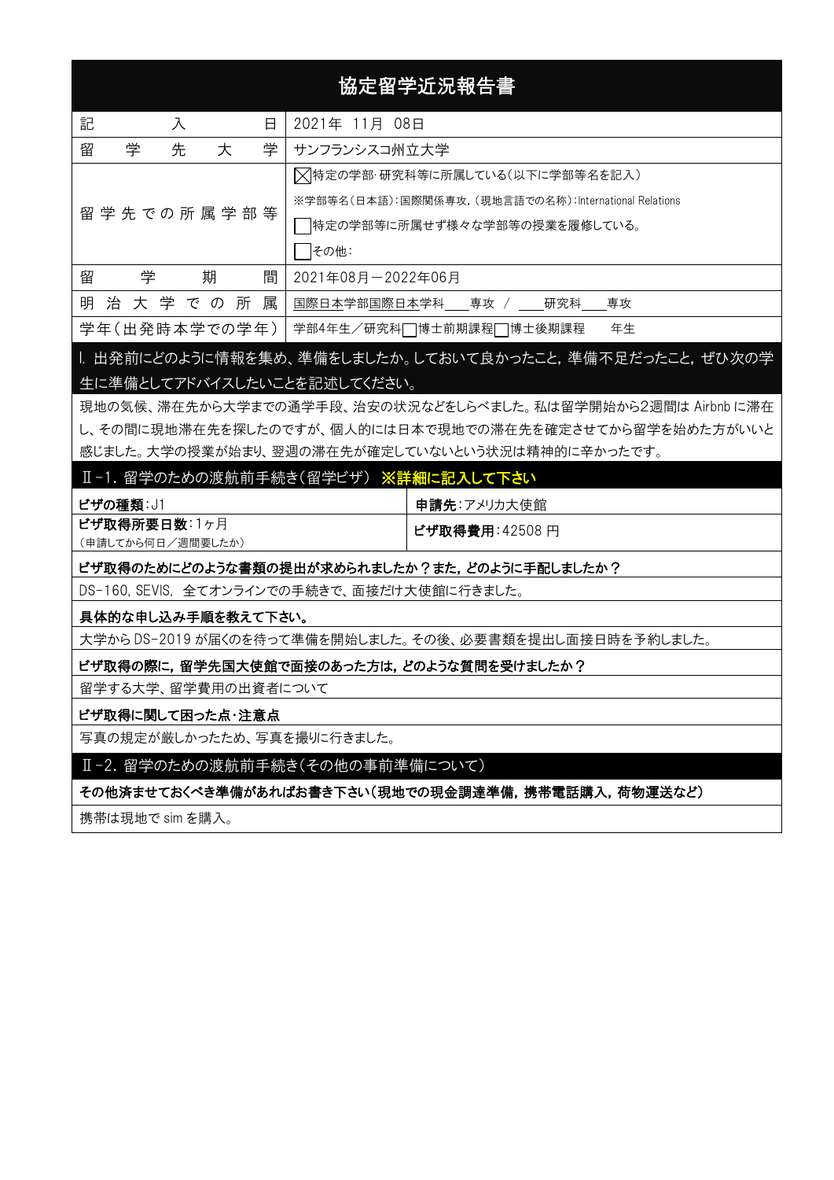# 協定留学近況報告書

| 記入日 | 2021年 11月 08日 |
| --- | --- |
| 留学先大学 | サンフランシスコ州立大学 |
| 留学先での所属学部等 | ☒特定の学部･研究科等に所属している(以下に学部等名を記入)<br>※学部等名(日本語):国際関係専攻,(現地言語での名称):International Relations<br>☐特定の学部等に所属せず様々な学部等の授業を履修している。<br>☐その他: |
| 留学期間 | 2021年08月－2022年06月 |
| 明治大学での所属 | 国際日本学部国際日本学科\_\_\_\_専攻 / \_\_\_\_研究科\_\_\_\_専攻 |
| 学年(出発時本学での学年) | 学部4年生／研究科☐博士前期課程☐博士後期課程　　年生 |

## Ⅰ. 出発前にどのように情報を集め、準備をしましたか。しておいて良かったこと，準備不足だったこと，ぜひ次の学生に準備としてアドバイスしたいことを記述してください。

現地の気候、滞在先から大学までの通学手段、治安の状況などをしらべました。私は留学開始から2週間は Airbnb に滞在し、その間に現地滞在先を探したのですが、個人的には日本で現地での滞在先を確定させてから留学を始めた方がいいと感じました。大学の授業が始まり、翌週の滞在先が確定していないという状況は精神的に辛かったです。

## Ⅱ-1. 留学のための渡航前手続き(留学ビザ) ※詳細に記入して下さい

| **ビザの種類**:J1 | **申請先**:アメリカ大使館 |
| --- | --- |
| **ビザ取得所要日数**:1ヶ月<br>(申請してから何日／週間要したか) | **ビザ取得費用**:42508 円 |

**ビザ取得のためにどのような書類の提出が求められましたか？また，どのように手配しましたか？**

DS-160, SEVIS, 全てオンラインでの手続きで、面接だけ大使館に行きました。

**具体的な申し込み手順を教えて下さい。**

大学から DS-2019 が届くのを待って準備を開始しました。その後、必要書類を提出し面接日時を予約しました。

**ビザ取得の際に，留学先国大使館で面接のあった方は，どのような質問を受けましたか？**

留学する大学、留学費用の出資者について

**ビザ取得に関して困った点･注意点**

写真の規定が厳しかったため、写真を撮りに行きました。

## Ⅱ-2. 留学のための渡航前手続き(その他の事前準備について)

**その他済ませておくべき準備があればお書き下さい(現地での現金調達準備，携帯電話購入，荷物運送など)**

携帯は現地で sim を購入。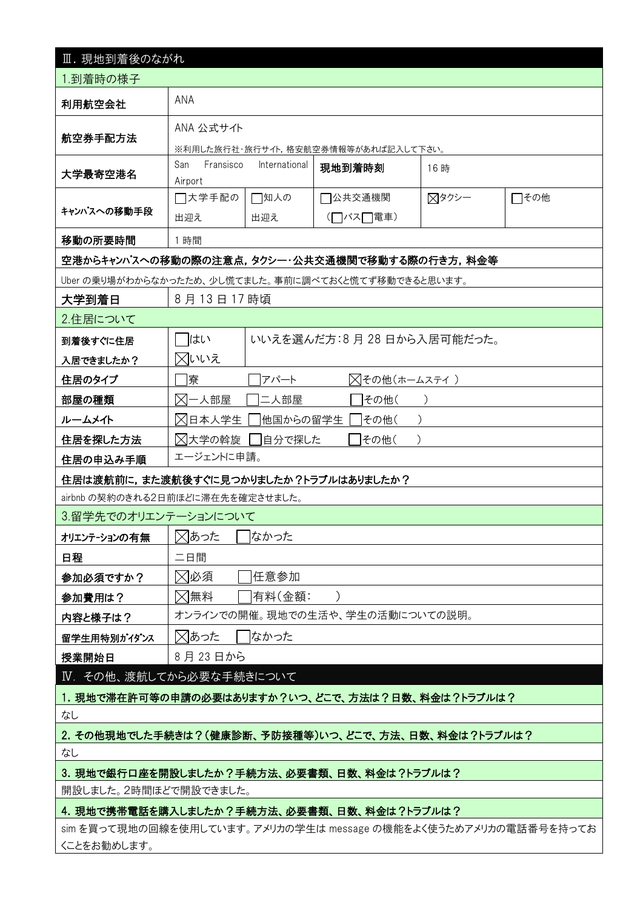## Ⅲ. 現地到着後のながれ

### 1.到着時の様子

| 項目 | 内容 | | | |
|---|---|---|---|---|
| 利用航空会社 | ANA | | | |
| 航空券手配方法 | ANA 公式サイト<br>※利用した旅行社・旅行サイト，格安航空券情報等があれば記入して下さい。 | | | |
| 大学最寄空港名 | San Fransisco International Airport | 現地到着時刻 | 16 時 | |
| キャンパスへの移動手段 | □大学手配の出迎え | □知人の出迎え | □公共交通機関（□バス□電車） | ☒タクシー | □その他 |
| 移動の所要時間 | 1 時間 | | | |

**空港からキャンパスへの移動の際の注意点，タクシー・公共交通機関で移動する際の行き方，料金等**

Uber の乗り場がわからなかったため、少し慌てました。事前に調べておくと慌てず移動できると思います。

| 項目 | 内容 |
|---|---|
| 大学到着日 | 8 月 13 日 17 時頃 |

### 2.住居について

| 項目 | 内容 | |
|---|---|---|
| 到着後すぐに住居入居できましたか？ | □はい ☒いいえ | いいえを選んだ方：8 月 28 日から入居可能だった。 |
| 住居のタイプ | □寮　□アパート　☒その他（ホームステイ ） | |
| 部屋の種類 | ☒一人部屋　□二人部屋　□その他（　　） | |
| ルームメイト | ☒日本人学生　□他国からの留学生　□その他（　　） | |
| 住居を探した方法 | ☒大学の斡旋　□自分で探した　□その他（　　） | |
| 住居の申込み手順 | エージェントに申請。 | |

**住居は渡航前に，また渡航後すぐに見つかりましたか？トラブルはありましたか？**

airbnb の契約のきれる2日前ほどに滞在先を確定させました。

### 3.留学先でのオリエンテーションについて

| 項目 | 内容 |
|---|---|
| オリエンテーションの有無 | ☒あった　□なかった |
| 日程 | 二日間 |
| 参加必須ですか？ | ☒必須　□任意参加 |
| 参加費用は？ | ☒無料　□有料（金額：　　） |
| 内容と様子は？ | オンラインでの開催。現地での生活や、学生の活動についての説明。 |
| 留学生用特別ガイダンス | ☒あった　□なかった |
| 授業開始日 | 8 月 23 日から |

## Ⅳ. その他、渡航してから必要な手続きについて

**1. 現地で滞在許可等の申請の必要はありますか？いつ、どこで、方法は？日数、料金は？トラブルは？**

なし

**2. その他現地でした手続きは？(健康診断、予防接種等)いつ、どこで、方法、日数、料金は？トラブルは？**

なし

**3. 現地で銀行口座を開設しましたか？手続方法、必要書類、日数、料金は？トラブルは？**

開設しました。2時間ほどで開設できました。

**4. 現地で携帯電話を購入しましたか？手続方法、必要書類、日数、料金は？トラブルは？**

sim を買って現地の回線を使用しています。アメリカの学生は message の機能をよく使うためアメリカの電話番号を持っておくことをお勧めします。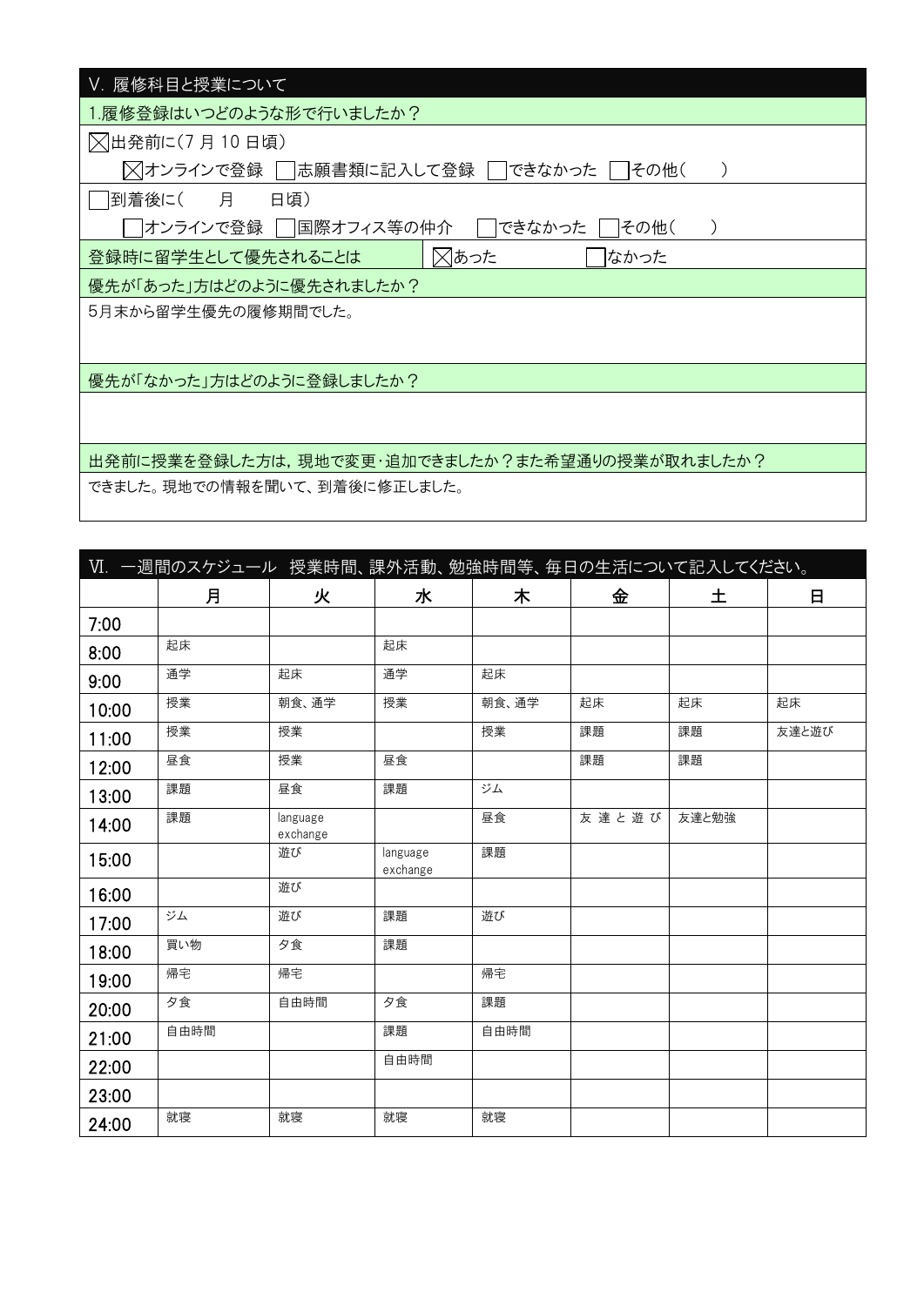## V. 履修科目と授業について

**1.履修登録はいつどのような形で行いましたか？**

☒出発前に(7 月 10 日頃)

☒オンラインで登録 ☐志願書類に記入して登録 ☐できなかった ☐その他(　　)

☐到着後に(　　月　　日頃)

☐オンラインで登録 ☐国際オフィス等の仲介 ☐できなかった ☐その他(　　)

| 登録時に留学生として優先されることは | ☒あった | ☐なかった |
|---|---|---|

**優先が「あった」方はどのように優先されましたか？**

5月末から留学生優先の履修期間でした。

**優先が「なかった」方はどのように登録しましたか？**

**出発前に授業を登録した方は，現地で変更･追加できましたか？また希望通りの授業が取れましたか？**

できました。現地での情報を聞いて、到着後に修正しました。

## Ⅵ. 一週間のスケジュール　授業時間、課外活動、勉強時間等、毎日の生活について記入してください。

| | 月 | 火 | 水 | 木 | 金 | 土 | 日 |
|---|---|---|---|---|---|---|---|
| 7:00 | | | | | | | |
| 8:00 | 起床 | | 起床 | | | | |
| 9:00 | 通学 | 起床 | 通学 | 起床 | | | |
| 10:00 | 授業 | 朝食、通学 | 授業 | 朝食、通学 | 起床 | 起床 | 起床 |
| 11:00 | 授業 | 授業 | | 授業 | 課題 | 課題 | 友達と遊び |
| 12:00 | 昼食 | 授業 | 昼食 | | 課題 | 課題 | |
| 13:00 | 課題 | 昼食 | 課題 | ジム | | | |
| 14:00 | 課題 | language exchange | | 昼食 | 友 達 と 遊 び | 友達と勉強 | |
| 15:00 | | 遊び | language exchange | 課題 | | | |
| 16:00 | | 遊び | | | | | |
| 17:00 | ジム | 遊び | 課題 | 遊び | | | |
| 18:00 | 買い物 | 夕食 | 課題 | | | | |
| 19:00 | 帰宅 | 帰宅 | | 帰宅 | | | |
| 20:00 | 夕食 | 自由時間 | 夕食 | 課題 | | | |
| 21:00 | 自由時間 | | 課題 | 自由時間 | | | |
| 22:00 | | | 自由時間 | | | | |
| 23:00 | | | | | | | |
| 24:00 | 就寝 | 就寝 | 就寝 | 就寝 | | | |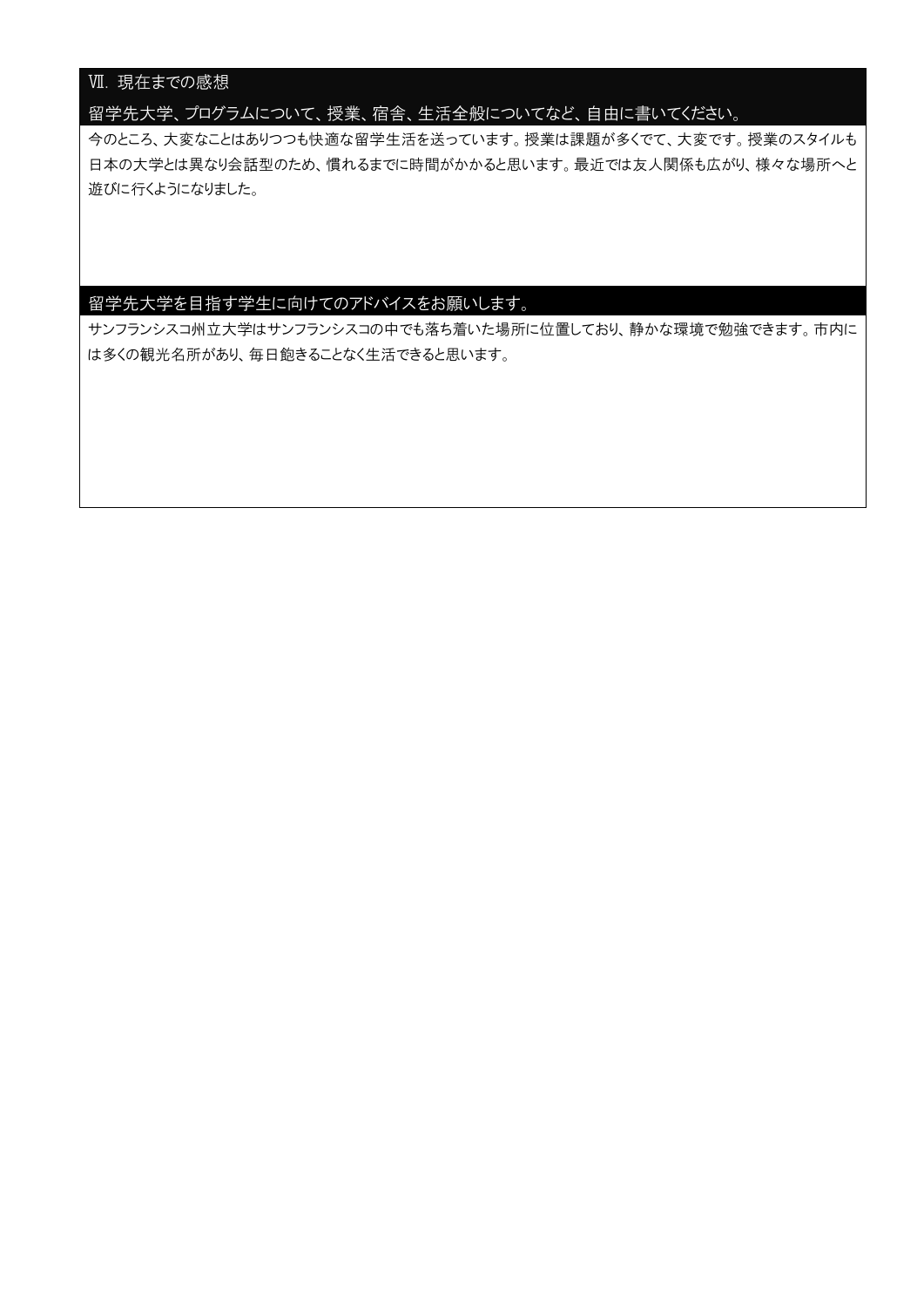## Ⅶ. 現在までの感想

### 留学先大学、プログラムについて、授業、宿舎、生活全般についてなど、自由に書いてください。

今のところ、大変なことはありつつも快適な留学生活を送っています。授業は課題が多くでて、大変です。授業のスタイルも日本の大学とは異なり会話型のため、慣れるまでに時間がかかると思います。最近では友人関係も広がり、様々な場所へと遊びに行くようになりました。

### 留学先大学を目指す学生に向けてのアドバイスをお願いします。

サンフランシスコ州立大学はサンフランシスコの中でも落ち着いた場所に位置しており、静かな環境で勉強できます。市内には多くの観光名所があり、毎日飽きることなく生活できると思います。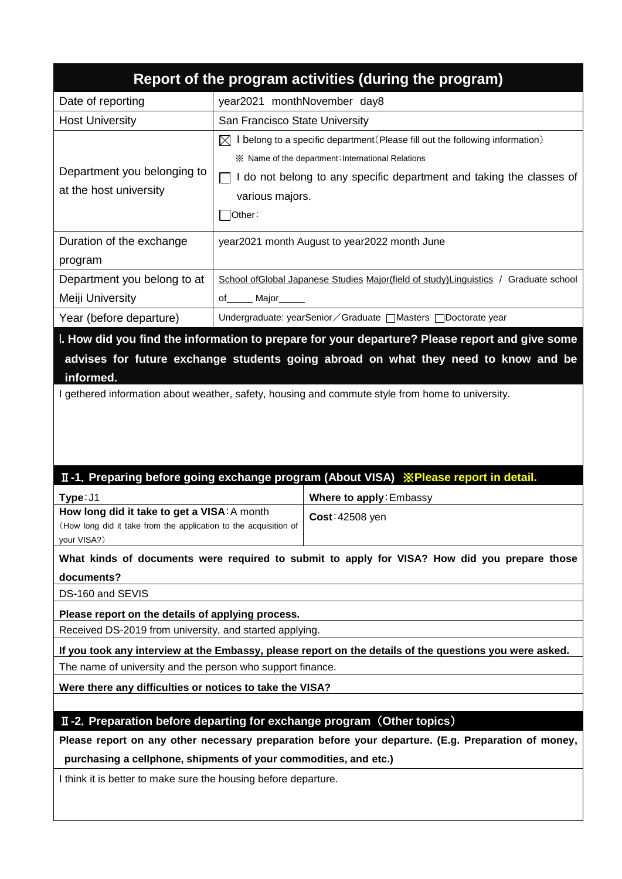## Report of the program activities (during the program)

| | |
|---|---|
| Date of reporting | year2021 monthNovember day8 |
| Host University | San Francisco State University |
| Department you belonging to at the host university | ☒ I belong to a specific department(Please fill out the following information)<br>※ Name of the department: International Relations<br>☐ I do not belong to any specific department and taking the classes of various majors.<br>☐Other: |
| Duration of the exchange program | year2021 month August to year2022 month June |
| Department you belong to at Meiji University | School ofGlobal Japanese Studies Major(field of study)Linguistics / Graduate school of_____ Major_____ |
| Year (before departure) | Undergraduate: yearSenior／Graduate ☐Masters ☐Doctorate year |

### Ⅰ. How did you find the information to prepare for your departure? Please report and give some advises for future exchange students going abroad on what they need to know and be informed.

I gethered information about weather, safety, housing and commute style from home to university.

### Ⅱ-1. Preparing before going exchange program (About VISA) ※Please report in detail.

| | |
|---|---|
| **Type**: J1 | **Where to apply**: Embassy |
| **How long did it take to get a VISA**: A month<br>(How long did it take from the application to the acquisition of your VISA?) | **Cost**: 42508 yen |

**What kinds of documents were required to submit to apply for VISA? How did you prepare those documents?**

DS-160 and SEVIS

**Please report on the details of applying process.**

Received DS-2019 from university, and started applying.

**If you took any interview at the Embassy, please report on the details of the questions you were asked.**

The name of university and the person who support finance.

**Were there any difficulties or notices to take the VISA?**

### Ⅱ-2. Preparation before departing for exchange program（Other topics）

**Please report on any other necessary preparation before your departure. (E.g. Preparation of money, purchasing a cellphone, shipments of your commodities, and etc.)**

I think it is better to make sure the housing before departure.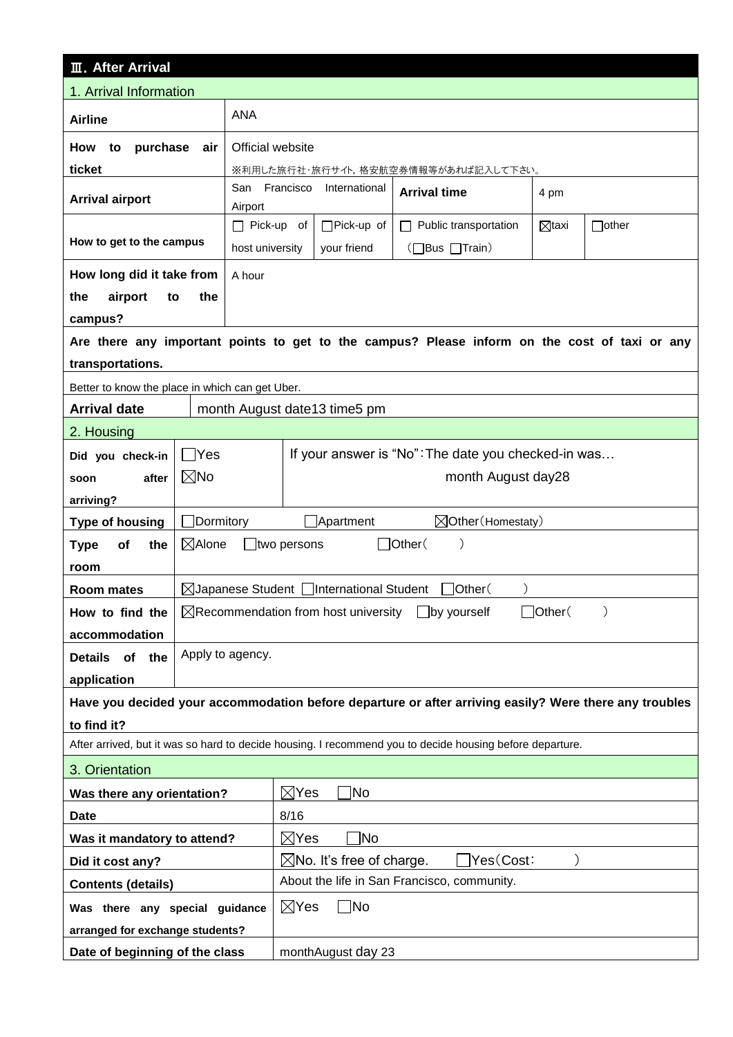## Ⅲ. After Arrival

### 1. Arrival Information

| Airline | ANA | | | | |
|---|---|---|---|---|---|
| How to purchase air ticket | Official website<br>※利用した旅行社･旅行サイト, 格安航空券情報等があれば記入して下さい。 | | | | |
| Arrival airport | San Francisco International Airport | | Arrival time | 4 pm | |
| How to get to the campus | ☐ Pick-up of host university | ☐Pick-up of your friend | ☐ Public transportation (☐Bus ☐Train) | ☒taxi | ☐other |
| How long did it take from the airport to the campus? | A hour | | | | |

**Are there any important points to get to the campus? Please inform on the cost of taxi or any transportations.**

Better to know the place in which can get Uber.

| Arrival date | month August date13 time5 pm |
|---|---|

### 2. Housing

| Did you check-in soon after arriving? | ☐Yes<br>☒No | If your answer is “No”:The date you checked-in was…<br>month August day28 |
|---|---|---|
| Type of housing | ☐Dormitory ☐Apartment ☒Other(Homestaty) | |
| Type of the room | ☒Alone ☐two persons ☐Other( ) | |
| Room mates | ☒Japanese Student ☐International Student ☐Other( ) | |
| How to find the accommodation | ☒Recommendation from host university ☐by yourself ☐Other( ) | |
| Details of the application | Apply to agency. | |

**Have you decided your accommodation before departure or after arriving easily? Were there any troubles to find it?**

After arrived, but it was so hard to decide housing. I recommend you to decide housing before departure.

### 3. Orientation

| Was there any orientation? | ☒Yes ☐No |
|---|---|
| Date | 8/16 |
| Was it mandatory to attend? | ☒Yes ☐No |
| Did it cost any? | ☒No. It’s free of charge. ☐Yes(Cost: ) |
| Contents (details) | About the life in San Francisco, community. |
| Was there any special guidance arranged for exchange students? | ☒Yes ☐No |
| Date of beginning of the class | monthAugust day 23 |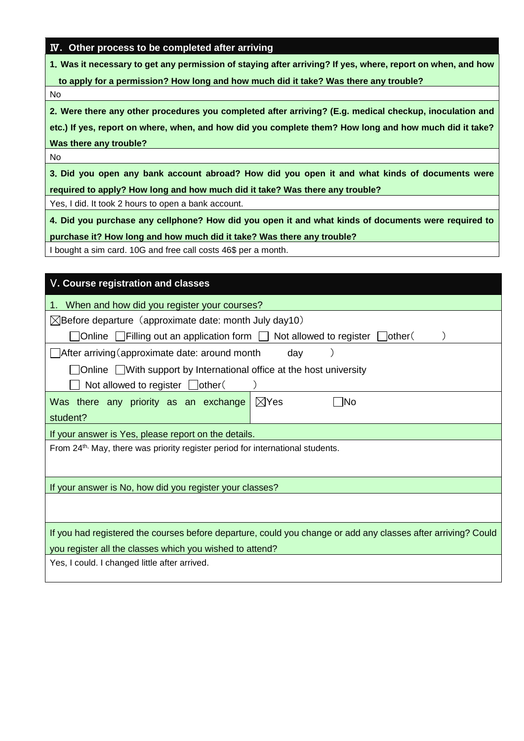## Ⅳ. Other process to be completed after arriving

**1. Was it necessary to get any permission of staying after arriving? If yes, where, report on when, and how to apply for a permission? How long and how much did it take? Was there any trouble?**

No

**2. Were there any other procedures you completed after arriving? (E.g. medical checkup, inoculation and etc.) If yes, report on where, when, and how did you complete them? How long and how much did it take? Was there any trouble?**

No

**3. Did you open any bank account abroad? How did you open it and what kinds of documents were required to apply? How long and how much did it take? Was there any trouble?**

Yes, I did. It took 2 hours to open a bank account.

**4. Did you purchase any cellphone? How did you open it and what kinds of documents were required to purchase it? How long and how much did it take? Was there any trouble?**

I bought a sim card. 10G and free call costs 46$ per a month.

## Ⅴ. Course registration and classes

1. When and how did you register your courses?

☒Before departure（approximate date: month July day10）

☐Online ☐Filling out an application form ☐ Not allowed to register ☐other（ ）

☐After arriving（approximate date: around month day ）

☐Online ☐With support by International office at the host university

☐ Not allowed to register ☐other（ ）

| Was there any priority as an exchange student? | ☒Yes ☐No |
|---|---|

If your answer is Yes, please report on the details.

From 24th, May, there was priority register period for international students.

If your answer is No, how did you register your classes?

If you had registered the courses before departure, could you change or add any classes after arriving? Could you register all the classes which you wished to attend?

Yes, I could. I changed little after arrived.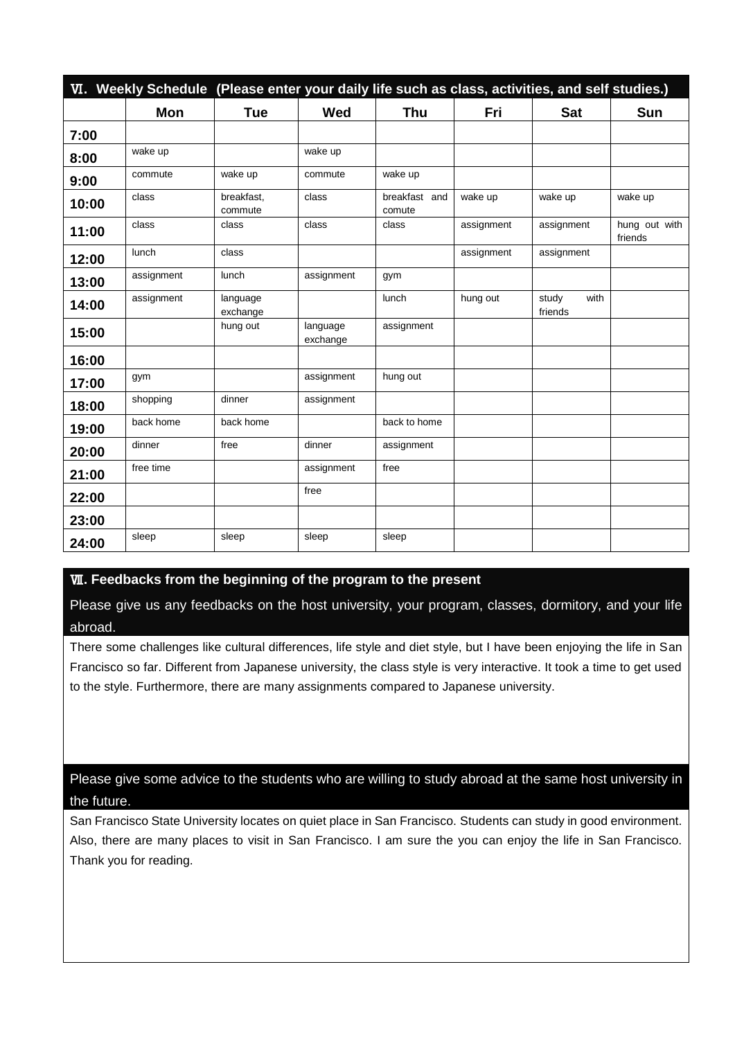## Ⅵ. Weekly Schedule (Please enter your daily life such as class, activities, and self studies.)

| | Mon | Tue | Wed | Thu | Fri | Sat | Sun |
|---|---|---|---|---|---|---|---|
| 7:00 | | | | | | | |
| 8:00 | wake up | | wake up | | | | |
| 9:00 | commute | wake up | commute | wake up | | | |
| 10:00 | class | breakfast, commute | class | breakfast and comute | wake up | wake up | wake up |
| 11:00 | class | class | class | class | assignment | assignment | hung out with friends |
| 12:00 | lunch | class | | | assignment | assignment | |
| 13:00 | assignment | lunch | assignment | gym | | | |
| 14:00 | assignment | language exchange | | lunch | hung out | study with friends | |
| 15:00 | | hung out | language exchange | assignment | | | |
| 16:00 | | | | | | | |
| 17:00 | gym | | assignment | hung out | | | |
| 18:00 | shopping | dinner | assignment | | | | |
| 19:00 | back home | back home | | back to home | | | |
| 20:00 | dinner | free | dinner | assignment | | | |
| 21:00 | free time | | assignment | free | | | |
| 22:00 | | | free | | | | |
| 23:00 | | | | | | | |
| 24:00 | sleep | sleep | sleep | sleep | | | |

## Ⅶ. Feedbacks from the beginning of the program to the present

Please give us any feedbacks on the host university, your program, classes, dormitory, and your life abroad.

There some challenges like cultural differences, life style and diet style, but I have been enjoying the life in San Francisco so far. Different from Japanese university, the class style is very interactive. It took a time to get used to the style. Furthermore, there are many assignments compared to Japanese university.

Please give some advice to the students who are willing to study abroad at the same host university in the future.

San Francisco State University locates on quiet place in San Francisco. Students can study in good environment. Also, there are many places to visit in San Francisco. I am sure the you can enjoy the life in San Francisco. Thank you for reading.